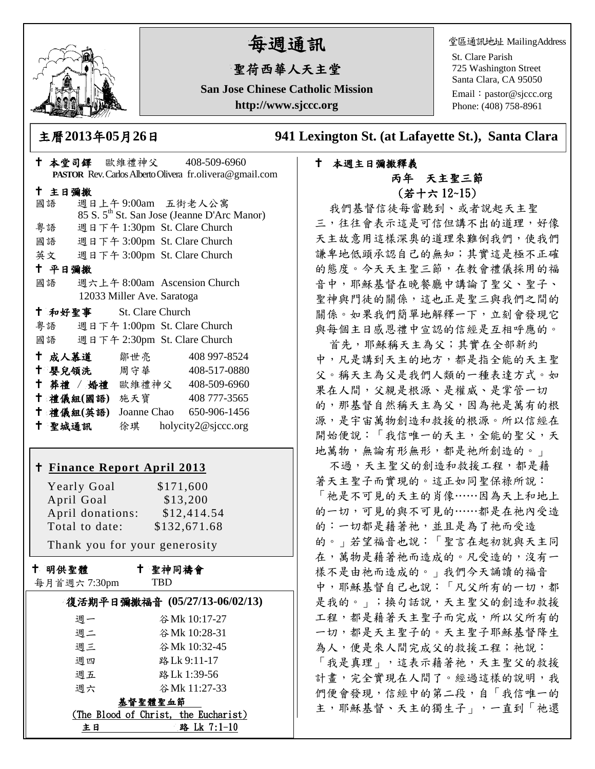# 每週通訊

## 聖荷西華人天主堂

**San Jose Chinese Catholic Mission**

**http://www.sjccc.org**

堂區通訊地址 MailingAddress

St. Clare Parish
725 Washington Street
Santa Clara, CA 95050
Email：pastor@sjccc.org
Phone: (408) 758-8961

**主曆2013年05月26日** **941 Lexington St. (at Lafayette St.), Santa Clara**

✝ **本堂司鐸** 歐維禮神父 408-509-6960
**PASTOR** Rev. Carlos Alberto Olivera fr.olivera@gmail.com

✝ **主日彌撒**

國語 週日上午 9:00am 五街老人公寓
85 S. 5th St. San Jose (Jeanne D'Arc Manor)

粵語 週日下午 1:30pm St. Clare Church

國語 週日下午 3:00pm St. Clare Church

英文 週日下午 3:00pm St. Clare Church

✝ **平日彌撒**

國語 週六上午 8:00am Ascension Church
12033 Miller Ave. Saratoga

✝ **和好聖事** St. Clare Church

粵語 週日下午 1:00pm St. Clare Church

國語 週日下午 2:30pm St. Clare Church

✝ **成人慕道** 鄒世亮 408 997-8524

✝ **嬰兒領洗** 周守華 408-517-0880

✝ **葬禮 / 婚禮** 歐維禮神父 408-509-6960

✝ **禮儀組(國語)** 施天寶 408 777-3565

✝ **禮儀組(英語)** Joanne Chao 650-906-1456

✝ **聖城通訊** 徐琪 holycity2@sjccc.org

✝ **Finance Report April 2013**

| | |
|---|---|
| Yearly Goal | $171,600 |
| April Goal | $13,200 |
| April donations: | $12,414.54 |
| Total to date: | $132,671.68 |

Thank you for your generosity

✝ **明供聖體** 每月首週六 7:30pm

✝ **聖神同禱會** TBD

**復活期平日彌撒福音 (05/27/13-06/02/13)**

| | |
|---|---|
| 週一 | 谷 Mk 10:17-27 |
| 週二 | 谷 Mk 10:28-31 |
| 週三 | 谷 Mk 10:32-45 |
| 週四 | 路 Lk 9:11-17 |
| 週五 | 路 Lk 1:39-56 |
| 週六 | 谷 Mk 11:27-33 |

**基督聖體聖血節**
(The Blood of Christ, the Eucharist)
主日 路 Lk 7:1-10

✝ **本週主日彌撒釋義**

**丙年 天主聖三節**
**(若十六 12~15)**

我們基督信徒每當聽到、或者說起天主聖三，往往會表示這是可信但講不出的道理，好像天主故意用這樣深奧的道理來難倒我們，使我們謙卑地低頭承認自己的無知；其實這是極不正確的態度。今天天主聖三節，在教會禮儀採用的福音中，耶穌基督在晚餐廳中講論了聖父、聖子、聖神與門徒的關係，這也正是聖三與我們之間的關係。如果我們簡單地解釋一下，立刻會發現它與每個主日感恩禮中宣認的信經是互相呼應的。

首先，耶穌稱天主為父；其實在全部新約中，凡是講到天主的地方，都是指全能的天主聖父。稱天主為父是我們人類的一種表達方式。如果在人間，父親是根源、是權威、是掌管一切的，那基督自然稱天主為父，因為祂是萬有的根源，是宇宙萬物創造和救援的根源。所以信經在開始便說：「我信唯一的天主，全能的聖父，天地萬物，無論有形無形，都是祂所創造的。」

不過，天主聖父的創造和救援工程，都是藉著天主聖子而實現的。這正如同聖保祿所說：「祂是不可見的天主的肖像……因為天上和地上的一切，可見的與不可見的……都是在祂內受造的：一切都是藉著祂，並且是為了祂而受造的。」若望福音也說：「聖言在起初就與天主同在，萬物是藉著祂而造成的。凡受造的，沒有一樣不是由祂而造成的。」我們今天誦讀的福音中，耶穌基督自己也說：「凡父所有的一切，都是我的。」；換句話說，天主聖父的創造和救援工程，都是藉著天主聖子而完成，所以父所有的一切，都是天主聖子的。天主聖子耶穌基督降生為人，便是來人間完成父的救援工程；祂說：「我是真理」，這表示藉著祂，天主聖父的救援計畫，完全實現在人間了。經過這樣的說明，我們便會發現，信經中的第二段，自「我信唯一的主，耶穌基督、天主的獨生子」，一直到「祂還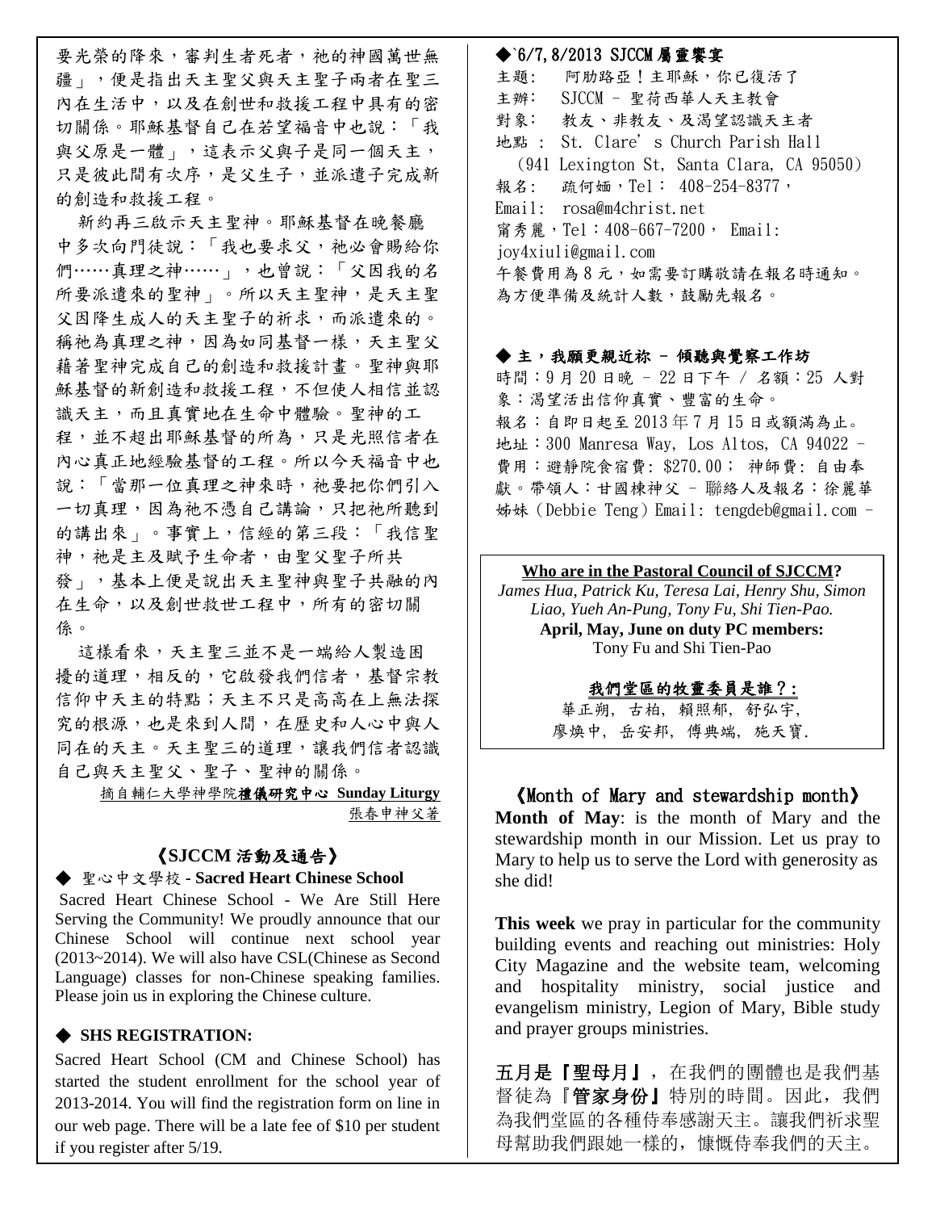要光榮的降來，審判生者死者，祂的神國萬世無疆」，便是指出天主聖父與天主聖子兩者在聖三內在生活中，以及在創世和救援工程中具有的密切關係。耶穌基督自己在若望福音中也說：「我與父原是一體」，這表示父與子是同一個天主，只是彼此間有次序，是父生子，並派遣子完成新的創造和救援工程。

新約再三啟示天主聖神。耶穌基督在晚餐廳中多次向門徒說：「我也要求父，祂必會賜給你們……真理之神……」，也曾說：「父因我的名所要派遣來的聖神」。所以天主聖神，是天主聖父因降生成人的天主聖子的祈求，而派遣來的。稱祂為真理之神，因為如同基督一樣，天主聖父藉著聖神完成自己的創造和救援計畫。聖神與耶穌基督的新創造和救援工程，不但使人相信並認識天主，而且真實地在生命中體驗。聖神的工程，並不超出耶穌基督的所為，只是光照信者在內心真正地經驗基督的工程。所以今天福音中也說：「當那一位真理之神來時，祂要把你們引入一切真理，因為祂不憑自己講論，只把祂所聽到的講出來」。事實上，信經的第三段：「我信聖神，祂是主及賦予生命者，由聖父聖子所共發」，基本上便是說出天主聖神與聖子共融的內在生命，以及創世救世工程中，所有的密切關係。

這樣看來，天主聖三並不是一端給人製造困擾的道理，相反的，它啟發我們信者，基督宗教信仰中天主的特點；天主不只是高高在上無法探究的根源，也是來到人間，在歷史和人心中與人同在的天主。天主聖三的道理，讓我們信者認識自己與天主聖父、聖子、聖神的關係。

摘自輔仁大學神學院**禮儀研究中心 Sunday Liturgy**
張春申神父著

## 《SJCCM 活動及通告》

◆ 聖心中文學校 - **Sacred Heart Chinese School**

Sacred Heart Chinese School - We Are Still Here Serving the Community! We proudly announce that our Chinese School will continue next school year (2013~2014). We will also have CSL(Chinese as Second Language) classes for non-Chinese speaking families. Please join us in exploring the Chinese culture.

◆ **SHS REGISTRATION:**

Sacred Heart School (CM and Chinese School) has started the student enrollment for the school year of 2013-2014. You will find the registration form on line in our web page. There will be a late fee of $10 per student if you register after 5/19.

◆`6/7,8/2013 SJCCM 屬靈饗宴

主題：　阿肋路亞！主耶穌，你已復活了
主辦：　SJCCM – 聖荷西華人天主教會
對象：　教友、非教友、及渴望認識天主者
地點 :　St. Clare's Church Parish Hall
(941 Lexington St, Santa Clara, CA 95050)
報名：　疏何娬，Tel： 408-254-8377，
Email:　rosa@m4christ.net
甯秀麗，Tel：408-667-7200， Email:
joy4xiuli@gmail.com
午餐費用為 8 元，如需要訂購敬請在報名時通知。
為方便準備及統計人數，鼓勵先報名。

◆ **主，我願更親近祢 – 傾聽與覺察工作坊**

時間：9 月 20 日晚 – 22 日下午 / 名額：25 人對象：渴望活出信仰真實、豐富的生命。
報名：自即日起至 2013 年 7 月 15 日或額滿為止。
地址：300 Manresa Way, Los Altos, CA 94022 –
費用：避靜院食宿費: $270.00； 神師費: 自由奉獻。帶領人：甘國棟神父 – 聯絡人及報名：徐麗華姊妹（Debbie Teng）Email: tengdeb@gmail.com –

**Who are in the Pastoral Council of SJCCM?**
*James Hua, Patrick Ku, Teresa Lai, Henry Shu, Simon Liao, Yueh An-Pung, Tony Fu, Shi Tien-Pao.*
**April, May, June on duty PC members:**
Tony Fu and Shi Tien-Pao

**我們堂區的牧靈委員是誰？:**
華正朔，古柏，賴照郁，舒弘宇，
廖煥中，岳安邦，傅典端，施天寶.

## 《Month of Mary and stewardship month》

**Month of May**: is the month of Mary and the stewardship month in our Mission. Let us pray to Mary to help us to serve the Lord with generosity as she did!

**This week** we pray in particular for the community building events and reaching out ministries: Holy City Magazine and the website team, welcoming and hospitality ministry, social justice and evangelism ministry, Legion of Mary, Bible study and prayer groups ministries.

**五月是『聖母月』**，在我們的團體也是我們基督徒為『**管家身份**』特別的時間。因此，我們為我們堂區的各種侍奉感謝天主。讓我們祈求聖母幫助我們跟她一樣的，慷慨侍奉我們的天主。